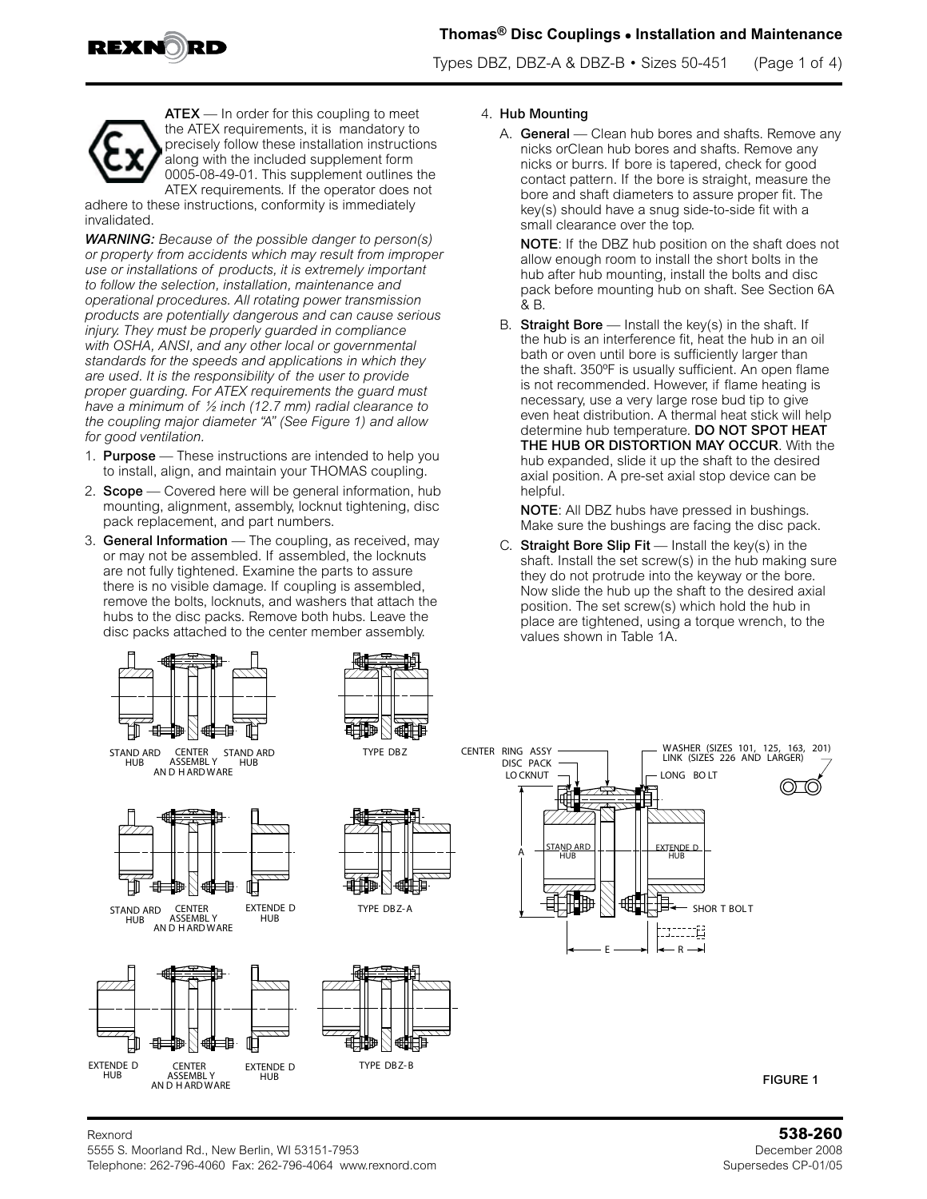**Thomas® Disc Couplings • Installation and Maintenance**

Types DBZ, DBZ-A & DBZ-B • Sizes 50-451

**ATEX** — In order for this coupling to meet the ATEX requirements, it is mandatory to precisely follow these installation instructions along with the included supplement form 0005-08-49-01. This supplement outlines the ATEX requirements. If the operator does not adhere to these instructions, conformity is immediately invalidated.

***WARNING:*** *Because of the possible danger to person(s) or property from accidents which may result from improper use or installations of products, it is extremely important to follow the selection, installation, maintenance and operational procedures. All rotating power transmission products are potentially dangerous and can cause serious injury. They must be properly guarded in compliance with OSHA, ANSI, and any other local or governmental standards for the speeds and applications in which they are used. It is the responsibility of the user to provide proper guarding. For ATEX requirements the guard must have a minimum of ½ inch (12.7 mm) radial clearance to the coupling major diameter "A" (See Figure 1) and allow for good ventilation.*

1. **Purpose** — These instructions are intended to help you to install, align, and maintain your THOMAS coupling.
2. **Scope** — Covered here will be general information, hub mounting, alignment, assembly, locknut tightening, disc pack replacement, and part numbers.
3. **General Information** — The coupling, as received, may or may not be assembled. If assembled, the locknuts are not fully tightened. Examine the parts to assure there is no visible damage. If coupling is assembled, remove the bolts, locknuts, and washers that attach the hubs to the disc packs. Remove both hubs. Leave the disc packs attached to the center member assembly.
4. **Hub Mounting**

   A. **General** — Clean hub bores and shafts. Remove any nicks orClean hub bores and shafts. Remove any nicks or burrs. If bore is tapered, check for good contact pattern. If the bore is straight, measure the bore and shaft diameters to assure proper fit. The key(s) should have a snug side-to-side fit with a small clearance over the top.

   **NOTE**: If the DBZ hub position on the shaft does not allow enough room to install the short bolts in the hub after hub mounting, install the bolts and disc pack before mounting hub on shaft. See Section 6A & B.

   B. **Straight Bore** — Install the key(s) in the shaft. If the hub is an interference fit, heat the hub in an oil bath or oven until bore is sufficiently larger than the shaft. 350ºF is usually sufficient. An open flame is not recommended. However, if flame heating is necessary, use a very large rose bud tip to give even heat distribution. A thermal heat stick will help determine hub temperature. **DO NOT SPOT HEAT THE HUB OR DISTORTION MAY OCCUR**. With the hub expanded, slide it up the shaft to the desired axial position. A pre-set axial stop device can be helpful.

   **NOTE**: All DBZ hubs have pressed in bushings. Make sure the bushings are facing the disc pack.

   C. **Straight Bore Slip Fit** — Install the key(s) in the shaft. Install the set screw(s) in the hub making sure they do not protrude into the keyway or the bore. Now slide the hub up the shaft to the desired axial position. The set screw(s) which hold the hub in place are tightened, using a torque wrench, to the values shown in Table 1A.

STANDARD HUB — CENTER ASSEMBLY AND HARDWARE — STANDARD HUB — TYPE DBZ

STANDARD HUB — CENTER ASSEMBLY AND HARDWARE — EXTENDED HUB — TYPE DBZ-A

EXTENDED HUB — CENTER ASSEMBLY AND HARDWARE — EXTENDED HUB — TYPE DBZ-B

CENTER RING ASSY, DISC PACK, LOCKNUT, WASHER (SIZES 101, 125, 163, 201), LINK (SIZES 226 AND LARGER), LONG BOLT, STANDARD HUB, EXTENDED HUB, SHORT BOLT, A, E, R

FIGURE 1

Rexnord
5555 S. Moorland Rd., New Berlin, WI 53151-7953
Telephone: 262-796-4060 Fax: 262-796-4064 www.rexnord.com

**538-260**
December 2008
Supersedes CP-01/05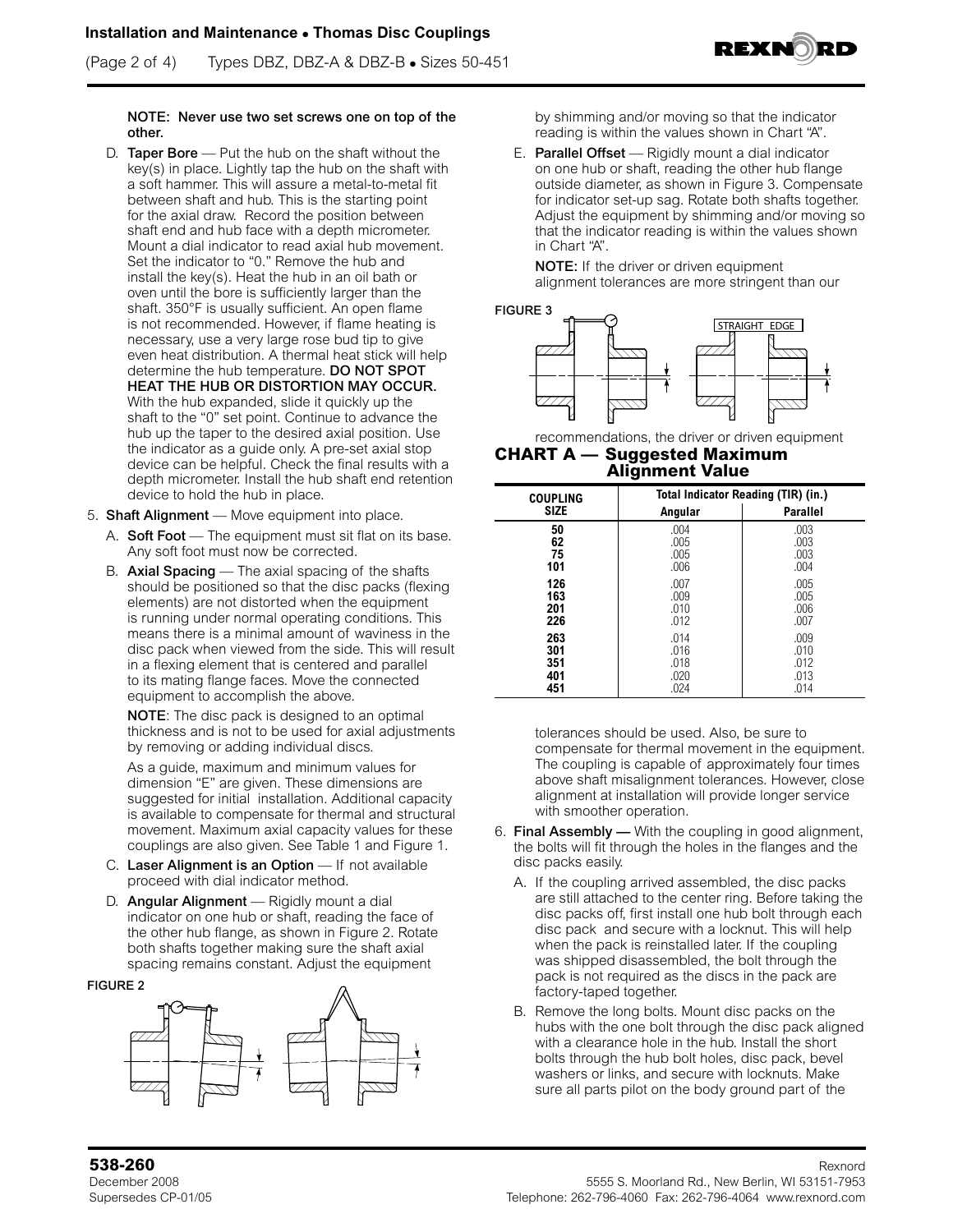**NOTE: Never use two set screws one on top of the other.**

D. **Taper Bore** — Put the hub on the shaft without the key(s) in place. Lightly tap the hub on the shaft with a soft hammer. This will assure a metal-to-metal fit between shaft and hub. This is the starting point for the axial draw. Record the position between shaft end and hub face with a depth micrometer. Mount a dial indicator to read axial hub movement. Set the indicator to "0." Remove the hub and install the key(s). Heat the hub in an oil bath or oven until the bore is sufficiently larger than the shaft. 350°F is usually sufficient. An open flame is not recommended. However, if flame heating is necessary, use a very large rose bud tip to give even heat distribution. A thermal heat stick will help determine the hub temperature. **DO NOT SPOT HEAT THE HUB OR DISTORTION MAY OCCUR.** With the hub expanded, slide it quickly up the shaft to the "0" set point. Continue to advance the hub up the taper to the desired axial position. Use the indicator as a guide only. A pre-set axial stop device can be helpful. Check the final results with a depth micrometer. Install the hub shaft end retention device to hold the hub in place.

5. **Shaft Alignment** — Move equipment into place.

   A. **Soft Foot** — The equipment must sit flat on its base. Any soft foot must now be corrected.

   B. **Axial Spacing** — The axial spacing of the shafts should be positioned so that the disc packs (flexing elements) are not distorted when the equipment is running under normal operating conditions. This means there is a minimal amount of waviness in the disc pack when viewed from the side. This will result in a flexing element that is centered and parallel to its mating flange faces. Move the connected equipment to accomplish the above.

   **NOTE**: The disc pack is designed to an optimal thickness and is not to be used for axial adjustments by removing or adding individual discs.

   As a guide, maximum and minimum values for dimension "E" are given. These dimensions are suggested for initial installation. Additional capacity is available to compensate for thermal and structural movement. Maximum axial capacity values for these couplings are also given. See Table 1 and Figure 1.

   C. **Laser Alignment is an Option** — If not available proceed with dial indicator method.

   D. **Angular Alignment** — Rigidly mount a dial indicator on one hub or shaft, reading the face of the other hub flange, as shown in Figure 2. Rotate both shafts together making sure the shaft axial spacing remains constant. Adjust the equipment by shimming and/or moving so that the indicator reading is within the values shown in Chart "A".

FIGURE 2

   E. **Parallel Offset** — Rigidly mount a dial indicator on one hub or shaft, reading the other hub flange outside diameter, as shown in Figure 3. Compensate for indicator set-up sag. Rotate both shafts together. Adjust the equipment by shimming and/or moving so that the indicator reading is within the values shown in Chart "A".

   **NOTE:** If the driver or driven equipment alignment tolerances are more stringent than our recommendations, the driver or driven equipment tolerances should be used. Also, be sure to compensate for thermal movement in the equipment. The coupling is capable of approximately four times above shaft misalignment tolerances. However, close alignment at installation will provide longer service with smoother operation.

FIGURE 3

STRAIGHT EDGE

## CHART A — Suggested Maximum Alignment Value

| COUPLING SIZE | Total Indicator Reading (TIR) (in.) | |
|---|---|---|
| | Angular | Parallel |
| 50 | .004 | .003 |
| 62 | .005 | .003 |
| 75 | .005 | .003 |
| 101 | .006 | .004 |
| 126 | .007 | .005 |
| 163 | .009 | .005 |
| 201 | .010 | .006 |
| 226 | .012 | .007 |
| 263 | .014 | .009 |
| 301 | .016 | .010 |
| 351 | .018 | .012 |
| 401 | .020 | .013 |
| 451 | .024 | .014 |

6. **Final Assembly —** With the coupling in good alignment, the bolts will fit through the holes in the flanges and the disc packs easily.

   A. If the coupling arrived assembled, the disc packs are still attached to the center ring. Before taking the disc packs off, first install one hub bolt through each disc pack and secure with a locknut. This will help when the pack is reinstalled later. If the coupling was shipped disassembled, the bolt through the pack is not required as the discs in the pack are factory-taped together.

   B. Remove the long bolts. Mount disc packs on the hubs with the one bolt through the disc pack aligned with a clearance hole in the hub. Install the short bolts through the hub bolt holes, disc pack, bevel washers or links, and secure with locknuts. Make sure all parts pilot on the body ground part of the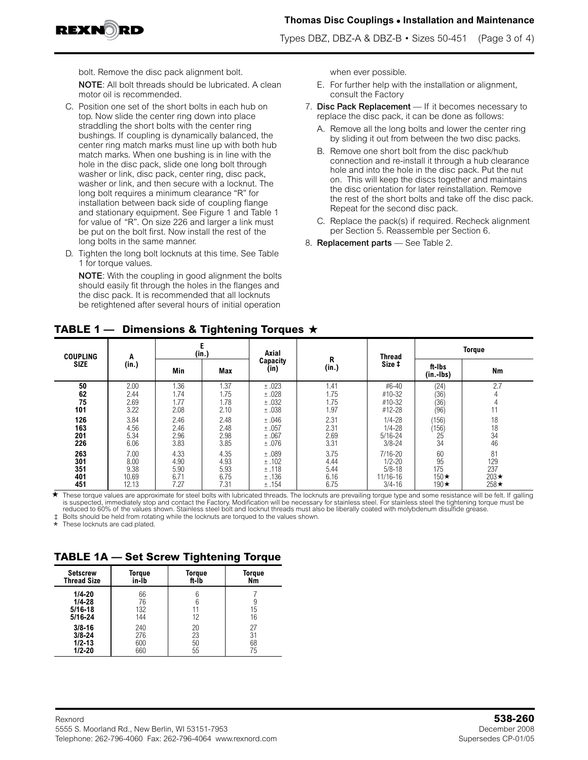bolt. Remove the disc pack alignment bolt.

**NOTE**: All bolt threads should be lubricated. A clean motor oil is recommended.

C. Position one set of the short bolts in each hub on top. Now slide the center ring down into place straddling the short bolts with the center ring bushings. If coupling is dynamically balanced, the center ring match marks must line up with both hub match marks. When one bushing is in line with the hole in the disc pack, slide one long bolt through washer or link, disc pack, center ring, disc pack, washer or link, and then secure with a locknut. The long bolt requires a minimum clearance "R" for installation between back side of coupling flange and stationary equipment. See Figure 1 and Table 1 for value of "R". On size 226 and larger a link must be put on the bolt first. Now install the rest of the long bolts in the same manner.

D. Tighten the long bolt locknuts at this time. See Table 1 for torque values.

**NOTE**: With the coupling in good alignment the bolts should easily fit through the holes in the flanges and the disc pack. It is recommended that all locknuts be retightened after several hours of initial operation when ever possible.

E. For further help with the installation or alignment, consult the Factory

7. **Disc Pack Replacement** — If it becomes necessary to replace the disc pack, it can be done as follows:

   A. Remove all the long bolts and lower the center ring by sliding it out from between the two disc packs.

   B. Remove one short bolt from the disc pack/hub connection and re-install it through a hub clearance hole and into the hole in the disc pack. Put the nut on. This will keep the discs together and maintains the disc orientation for later reinstallation. Remove the rest of the short bolts and take off the disc pack. Repeat for the second disc pack.

   C. Replace the pack(s) if required. Recheck alignment per Section 5. Reassemble per Section 6.

8. **Replacement parts** — See Table 2.

## TABLE 1 — Dimensions & Tightening Torques ★

| COUPLING SIZE | A (in.) | E (in.) | | Axial Capacity (in) | R (in.) | Thread Size ‡ | Torque | |
|---|---|---|---|---|---|---|---|---|
| | | Min | Max | | | | ft-lbs (in.-lbs) | Nm |
| 50 | 2.00 | 1.36 | 1.37 | ± .023 | 1.41 | #6-40 | (24) | 2.7 |
| 62 | 2.44 | 1.74 | 1.75 | ± .028 | 1.75 | #10-32 | (36) | 4 |
| 75 | 2.69 | 1.77 | 1.78 | ± .032 | 1.75 | #10-32 | (36) | 4 |
| 101 | 3.22 | 2.08 | 2.10 | ± .038 | 1.97 | #12-28 | (96) | 11 |
| 126 | 3.84 | 2.46 | 2.48 | ± .046 | 2.31 | 1/4-28 | (156) | 18 |
| 163 | 4.56 | 2.46 | 2.48 | ± .057 | 2.31 | 1/4-28 | (156) | 18 |
| 201 | 5.34 | 2.96 | 2.98 | ± .067 | 2.69 | 5/16-24 | 25 | 34 |
| 226 | 6.06 | 3.83 | 3.85 | ± .076 | 3.31 | 3/8-24 | 34 | 46 |
| 263 | 7.00 | 4.33 | 4.35 | ± .089 | 3.75 | 7/16-20 | 60 | 81 |
| 301 | 8.00 | 4.90 | 4.93 | ± .102 | 4.44 | 1/2-20 | 95 | 129 |
| 351 | 9.38 | 5.90 | 5.93 | ± .118 | 5.44 | 5/8-18 | 175 | 237 |
| 401 | 10.69 | 6.71 | 6.75 | ± .136 | 6.16 | 11/16-16 | 150★ | 203★ |
| 451 | 12.13 | 7.27 | 7.31 | ± .154 | 6.75 | 3/4-16 | 190★ | 258★ |

★ These torque values are approximate for steel bolts with lubricated threads. The locknuts are prevailing torque type and some resistance will be felt. If galling is suspected, immediately stop and contact the Factory. Modification will be necessary for stainless steel. For stainless steel the tightening torque must be reduced to 60% of the values shown. Stainless steel bolt and locknut threads must also be liberally coated with molybdenum disulfide grease.

‡ Bolts should be held from rotating while the locknuts are torqued to the values shown.

★ These locknuts are cad plated.

## TABLE 1A — Set Screw Tightening Torque

| Setscrew Thread Size | Torque in-lb | Torque ft-lb | Torque Nm |
|---|---|---|---|
| 1/4-20 | 66 | 6 | 7 |
| 1/4-28 | 76 | 6 | 9 |
| 5/16-18 | 132 | 11 | 15 |
| 5/16-24 | 144 | 12 | 16 |
| 3/8-16 | 240 | 20 | 27 |
| 3/8-24 | 276 | 23 | 31 |
| 1/2-13 | 600 | 50 | 68 |
| 1/2-20 | 660 | 55 | 75 |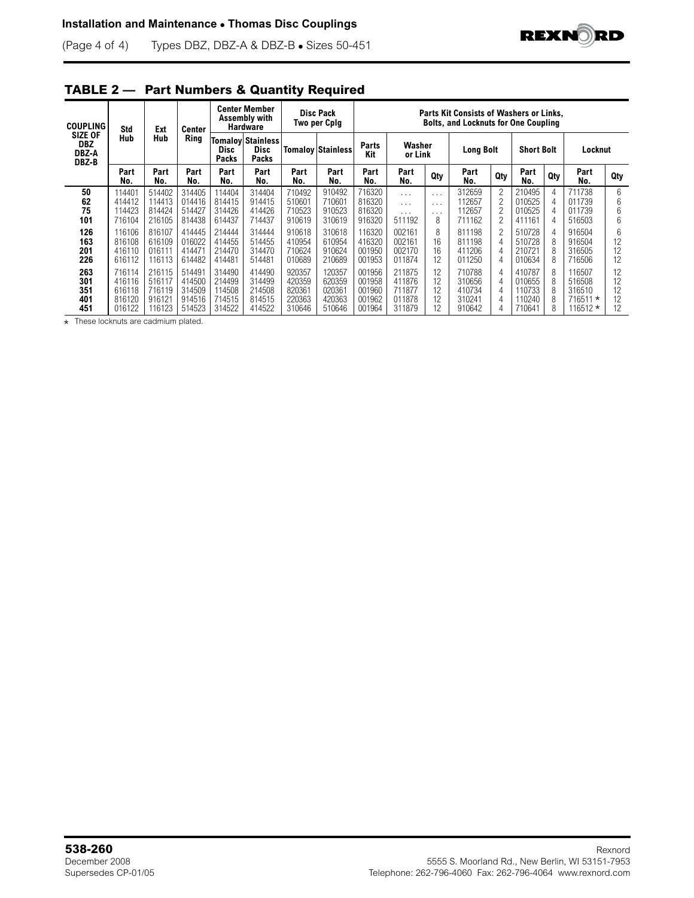## TABLE 2 — Part Numbers & Quantity Required

| COUPLING SIZE OF DBZ DBZ-A DBZ-B | Std Hub | Ext Hub | Center Ring | Center Member Assembly with Hardware | | Disc Pack Two per Cplg | | Parts Kit Consists of Washers or Links, Bolts, and Locknuts for One Coupling | | | | | | | | | |
|---|---|---|---|---|---|---|---|---|---|---|---|---|---|---|---|---|---|
| | | | | Tomaloy Disc Packs | Stainless Disc Packs | Tomaloy | Stainless | Parts Kit | Washer or Link | | Long Bolt | | Short Bolt | | Locknut | |
| | Part No. | Part No. | Part No. | Part No. | Part No. | Part No. | Part No. | Part No. | Part No. | Qty | Part No. | Qty | Part No. | Qty | Part No. | Qty |
| 50 | 114401 | 514402 | 314405 | 114404 | 314404 | 710492 | 910492 | 716320 | ... | ... | 312659 | 2 | 210495 | 4 | 711738 | 6 |
| 62 | 414412 | 114413 | 014416 | 814415 | 914415 | 510601 | 710601 | 816320 | ... | ... | 112657 | 2 | 010525 | 4 | 011739 | 6 |
| 75 | 114423 | 814424 | 514427 | 314426 | 414426 | 710523 | 910523 | 816320 | ... | ... | 112657 | 2 | 010525 | 4 | 011739 | 6 |
| 101 | 716104 | 216105 | 814438 | 614437 | 714437 | 910619 | 310619 | 916320 | 511192 | 8 | 711162 | 2 | 411161 | 4 | 516503 | 6 |
| 126 | 116106 | 816107 | 414445 | 214444 | 314444 | 910618 | 310618 | 116320 | 002161 | 8 | 811198 | 2 | 510728 | 4 | 916504 | 6 |
| 163 | 816108 | 616109 | 016022 | 414455 | 514455 | 410954 | 610954 | 416320 | 002161 | 16 | 811198 | 4 | 510728 | 8 | 916504 | 12 |
| 201 | 416110 | 016111 | 414471 | 214470 | 314470 | 710624 | 910624 | 001950 | 002170 | 16 | 411206 | 4 | 210721 | 8 | 316505 | 12 |
| 226 | 616112 | 116113 | 614482 | 414481 | 514481 | 010689 | 210689 | 001953 | 011874 | 12 | 011250 | 4 | 010634 | 8 | 716506 | 12 |
| 263 | 716114 | 216115 | 514491 | 314490 | 414490 | 920357 | 120357 | 001956 | 211875 | 12 | 710788 | 4 | 410787 | 8 | 116507 | 12 |
| 301 | 416116 | 516117 | 414500 | 214499 | 314499 | 420359 | 620359 | 001958 | 411876 | 12 | 310656 | 4 | 010655 | 8 | 516508 | 12 |
| 351 | 616118 | 716119 | 314509 | 114508 | 214508 | 820361 | 020361 | 001960 | 711877 | 12 | 410734 | 4 | 110733 | 8 | 316510 | 12 |
| 401 | 816120 | 916121 | 914516 | 714515 | 814515 | 220363 | 420363 | 001962 | 011878 | 12 | 310241 | 4 | 110240 | 8 | 716511 * | 12 |
| 451 | 016122 | 116123 | 514523 | 314522 | 414522 | 310646 | 510646 | 001964 | 311879 | 12 | 910642 | 4 | 710641 | 8 | 116512 * | 12 |

* These locknuts are cadmium plated.

**538-260**
December 2008
Supersedes CP-01/05

Rexnord
5555 S. Moorland Rd., New Berlin, WI 53151-7953
Telephone: 262-796-4060 Fax: 262-796-4064 www.rexnord.com